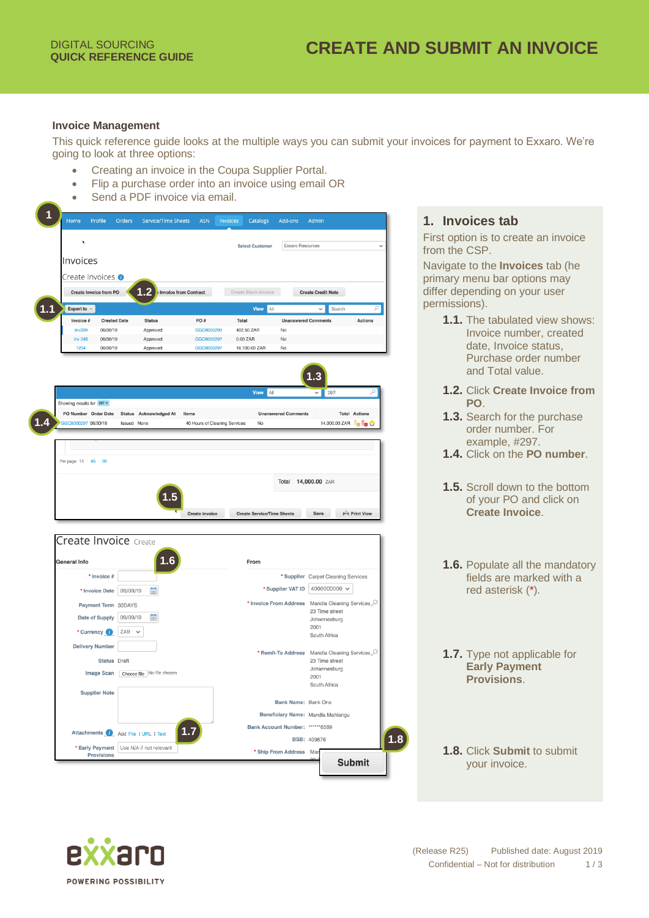DIGITAL SOURCING
**QUICK REFERENCE GUIDE**

# CREATE AND SUBMIT AN INVOICE

## Invoice Management

This quick reference guide looks at the multiple ways you can submit your invoices for payment to Exxaro. We're going to look at three options:

- Creating an invoice in the Coupa Supplier Portal.
- Flip a purchase order into an invoice using email OR
- Send a PDF invoice via email.

## 1. Invoices tab

First option is to create an invoice from the CSP.

Navigate to the **Invoices** tab (he primary menu bar options may differ depending on your user permissions).

**1.1.** The tabulated view shows: Invoice number, created date, Invoice status, Purchase order number and Total value.

**1.2.** Click **Create Invoice from PO**.

**1.3.** Search for the purchase order number. For example, #297.

**1.4.** Click on the **PO number**.

**1.5.** Scroll down to the bottom of your PO and click on **Create Invoice**.

**1.6.** Populate all the mandatory fields are marked with a red asterisk (*).

**1.7.** Type not applicable for **Early Payment Provisions**.

**1.8.** Click **Submit** to submit your invoice.

(Release R25) Published date: August 2019
Confidential – Not for distribution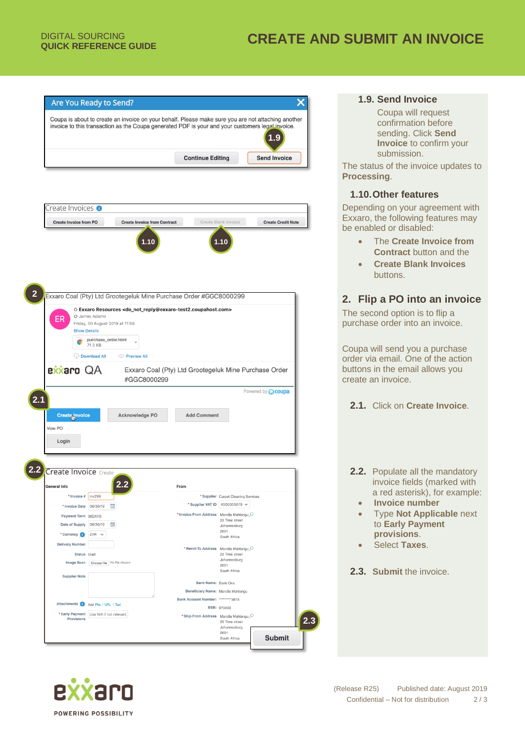## 1.9. Send Invoice

Coupa will request confirmation before sending. Click **Send Invoice** to confirm your submission.

The status of the invoice updates to **Processing**.

## 1.10. Other features

Depending on your agreement with Exxaro, the following features may be enabled or disabled:

- The **Create Invoice from Contract** button and the
- **Create Blank Invoices** buttons.

# 2. Flip a PO into an invoice

The second option is to flip a purchase order into an invoice.

Coupa will send you a purchase order via email. One of the action buttons in the email allows you create an invoice.

**2.1.** Click on **Create Invoice**.

**2.2.** Populate all the mandatory invoice fields (marked with a red asterisk), for example:

- **Invoice number**
- Type **Not Applicable** next to **Early Payment provisions**.
- Select **Taxes**.

**2.3.** **Submit** the invoice.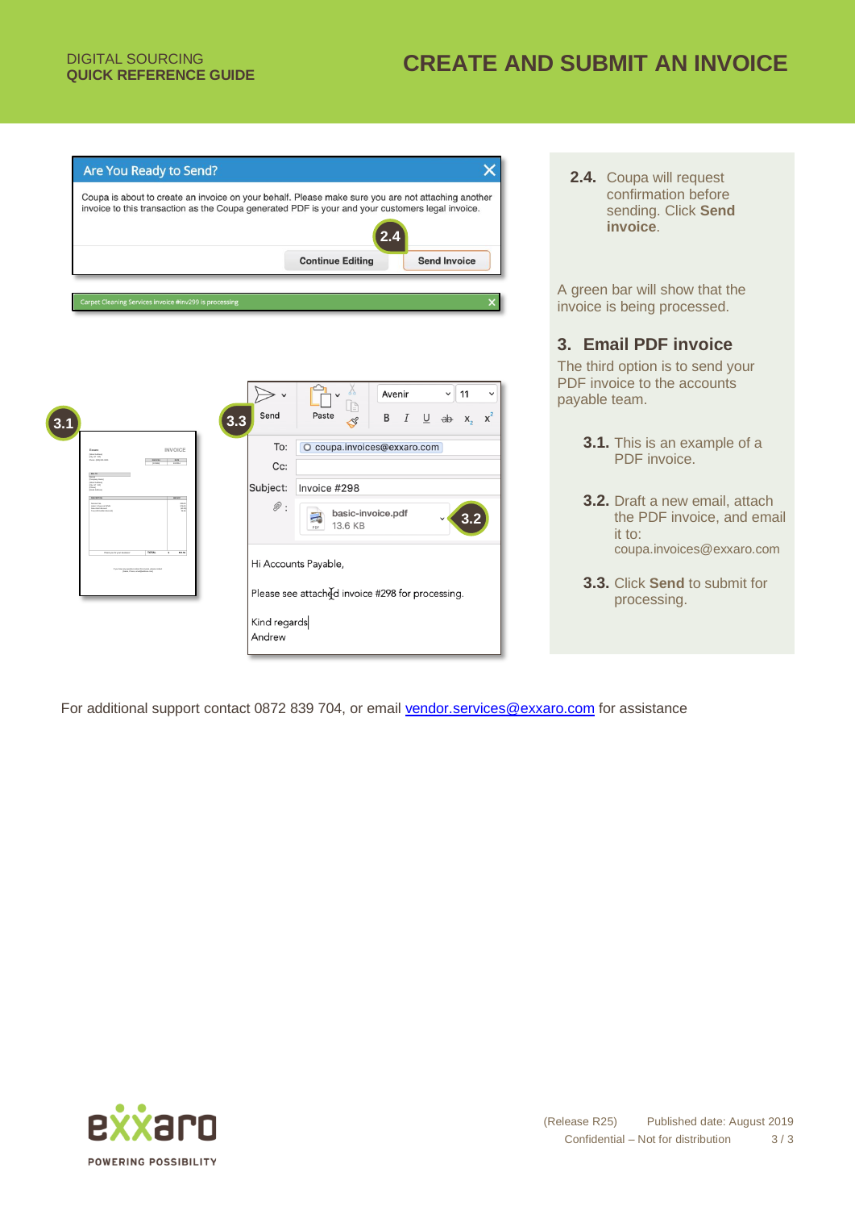2.4. Coupa will request confirmation before sending. Click **Send invoice**.

A green bar will show that the invoice is being processed.

## 3. Email PDF invoice

The third option is to send your PDF invoice to the accounts payable team.

3.1. This is an example of a PDF invoice.

3.2. Draft a new email, attach the PDF invoice, and email it to: coupa.invoices@exxaro.com

3.3. Click **Send** to submit for processing.

For additional support contact 0872 839 704, or email [vendor.services@exxaro.com](mailto:vendor.services@exxaro.com) for assistance

(Release R25) Published date: August 2019

Confidential – Not for distribution